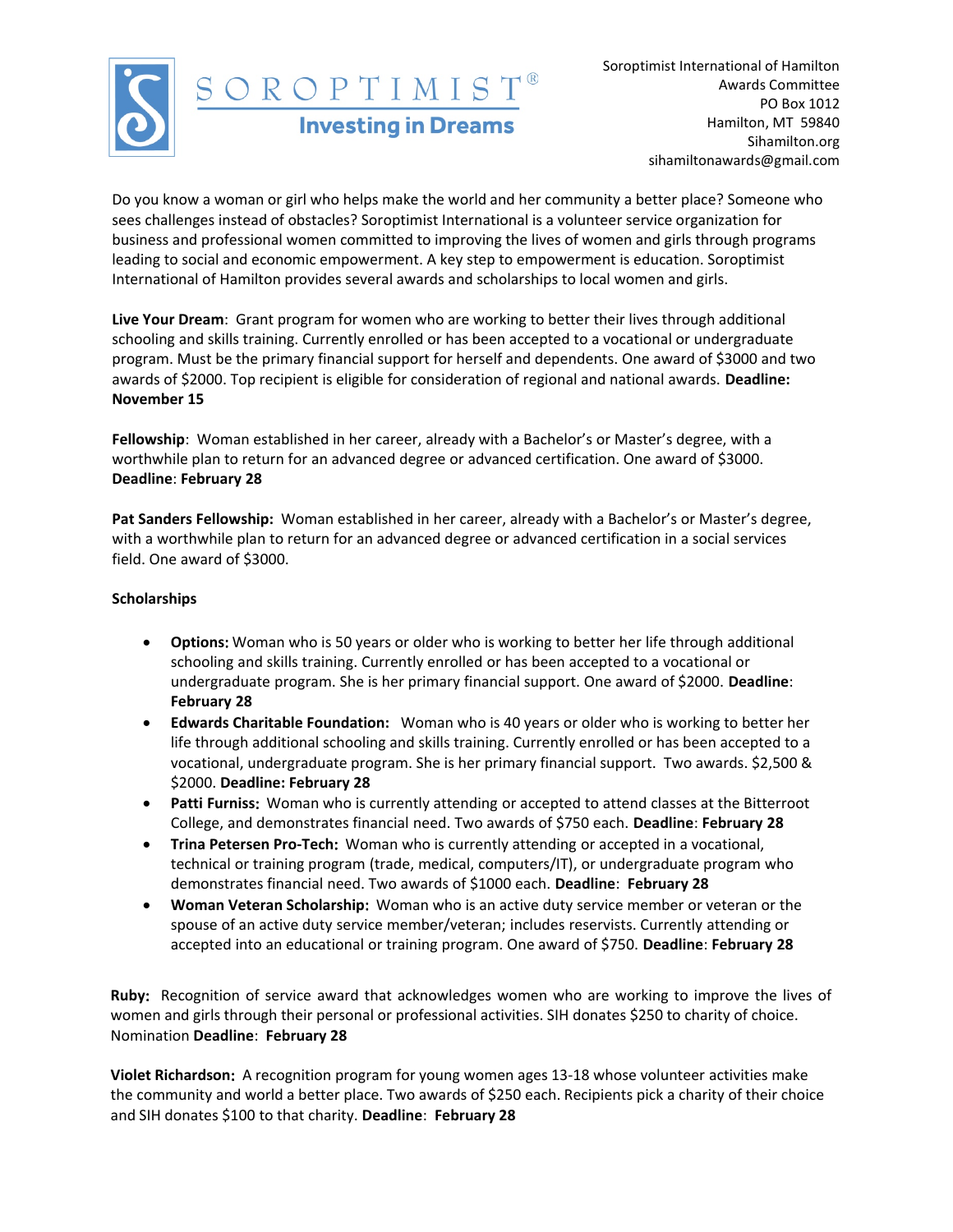SOROPTIMIST®

**Investing in Dreams**

Soroptimist International of Hamilton
Awards Committee
PO Box 1012
Hamilton, MT 59840
Sihamilton.org
sihamiltonawards@gmail.com

Do you know a woman or girl who helps make the world and her community a better place? Someone who sees challenges instead of obstacles? Soroptimist International is a volunteer service organization for business and professional women committed to improving the lives of women and girls through programs leading to social and economic empowerment. A key step to empowerment is education. Soroptimist International of Hamilton provides several awards and scholarships to local women and girls.

**Live Your Dream**: Grant program for women who are working to better their lives through additional schooling and skills training. Currently enrolled or has been accepted to a vocational or undergraduate program. Must be the primary financial support for herself and dependents. One award of $3000 and two awards of $2000. Top recipient is eligible for consideration of regional and national awards. **Deadline: November 15**

**Fellowship**: Woman established in her career, already with a Bachelor's or Master's degree, with a worthwhile plan to return for an advanced degree or advanced certification. One award of $3000. **Deadline**: **February 28**

**Pat Sanders Fellowship:** Woman established in her career, already with a Bachelor's or Master's degree, with a worthwhile plan to return for an advanced degree or advanced certification in a social services field. One award of $3000.

**Scholarships**

- **Options:** Woman who is 50 years or older who is working to better her life through additional schooling and skills training. Currently enrolled or has been accepted to a vocational or undergraduate program. She is her primary financial support. One award of $2000. **Deadline**: **February 28**
- **Edwards Charitable Foundation:** Woman who is 40 years or older who is working to better her life through additional schooling and skills training. Currently enrolled or has been accepted to a vocational, undergraduate program. She is her primary financial support. Two awards. $2,500 & $2000. **Deadline: February 28**
- **Patti Furniss:** Woman who is currently attending or accepted to attend classes at the Bitterroot College, and demonstrates financial need. Two awards of $750 each. **Deadline**: **February 28**
- **Trina Petersen Pro-Tech:** Woman who is currently attending or accepted in a vocational, technical or training program (trade, medical, computers/IT), or undergraduate program who demonstrates financial need. Two awards of $1000 each. **Deadline**: **February 28**
- **Woman Veteran Scholarship:** Woman who is an active duty service member or veteran or the spouse of an active duty service member/veteran; includes reservists. Currently attending or accepted into an educational or training program. One award of $750. **Deadline**: **February 28**

**Ruby:** Recognition of service award that acknowledges women who are working to improve the lives of women and girls through their personal or professional activities. SIH donates $250 to charity of choice. Nomination **Deadline**: **February 28**

**Violet Richardson:** A recognition program for young women ages 13-18 whose volunteer activities make the community and world a better place. Two awards of $250 each. Recipients pick a charity of their choice and SIH donates $100 to that charity. **Deadline**: **February 28**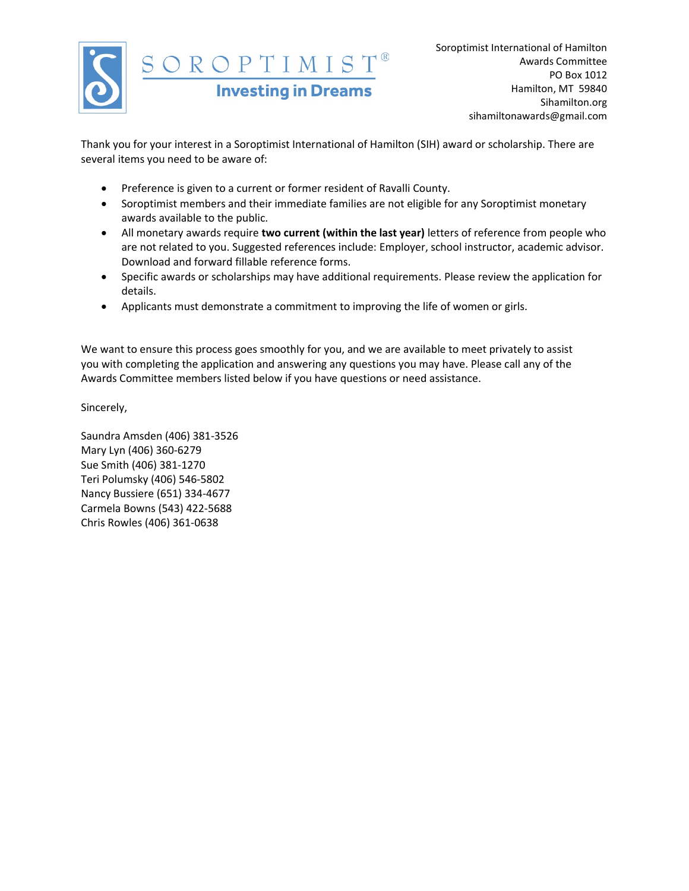SOROPTIMIST®

Investing in Dreams

Soroptimist International of Hamilton
Awards Committee
PO Box 1012
Hamilton, MT 59840
Sihamilton.org
sihamiltonawards@gmail.com

Thank you for your interest in a Soroptimist International of Hamilton (SIH) award or scholarship. There are several items you need to be aware of:

- Preference is given to a current or former resident of Ravalli County.
- Soroptimist members and their immediate families are not eligible for any Soroptimist monetary awards available to the public.
- All monetary awards require **two current (within the last year)** letters of reference from people who are not related to you. Suggested references include: Employer, school instructor, academic advisor. Download and forward fillable reference forms.
- Specific awards or scholarships may have additional requirements. Please review the application for details.
- Applicants must demonstrate a commitment to improving the life of women or girls.

We want to ensure this process goes smoothly for you, and we are available to meet privately to assist you with completing the application and answering any questions you may have. Please call any of the Awards Committee members listed below if you have questions or need assistance.

Sincerely,

Saundra Amsden (406) 381-3526
Mary Lyn (406) 360-6279
Sue Smith (406) 381-1270
Teri Polumsky (406) 546-5802
Nancy Bussiere (651) 334-4677
Carmela Bowns (543) 422-5688
Chris Rowles (406) 361-0638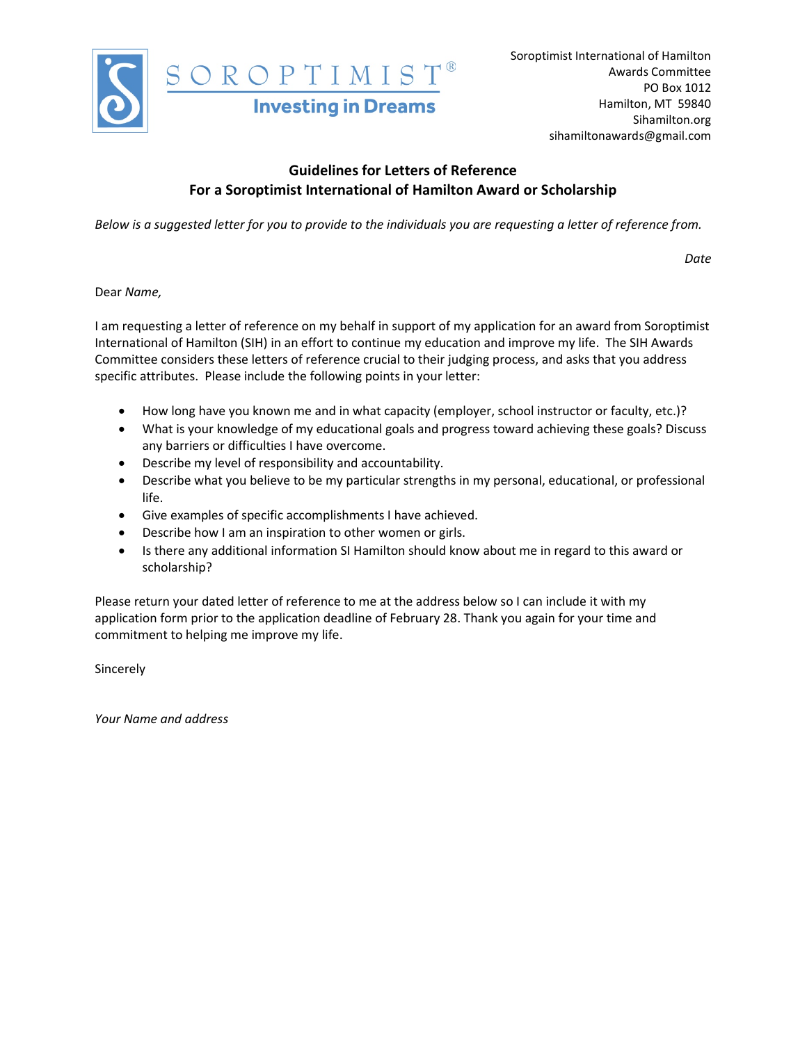SOROPTIMIST®
Investing in Dreams

Soroptimist International of Hamilton
Awards Committee
PO Box 1012
Hamilton, MT 59840
Sihamilton.org
sihamiltonawards@gmail.com

## Guidelines for Letters of Reference
## For a Soroptimist International of Hamilton Award or Scholarship

*Below is a suggested letter for you to provide to the individuals you are requesting a letter of reference from.*

*Date*

Dear *Name,*

I am requesting a letter of reference on my behalf in support of my application for an award from Soroptimist International of Hamilton (SIH) in an effort to continue my education and improve my life. The SIH Awards Committee considers these letters of reference crucial to their judging process, and asks that you address specific attributes. Please include the following points in your letter:

- How long have you known me and in what capacity (employer, school instructor or faculty, etc.)?
- What is your knowledge of my educational goals and progress toward achieving these goals? Discuss any barriers or difficulties I have overcome.
- Describe my level of responsibility and accountability.
- Describe what you believe to be my particular strengths in my personal, educational, or professional life.
- Give examples of specific accomplishments I have achieved.
- Describe how I am an inspiration to other women or girls.
- Is there any additional information SI Hamilton should know about me in regard to this award or scholarship?

Please return your dated letter of reference to me at the address below so I can include it with my application form prior to the application deadline of February 28. Thank you again for your time and commitment to helping me improve my life.

Sincerely

*Your Name and address*